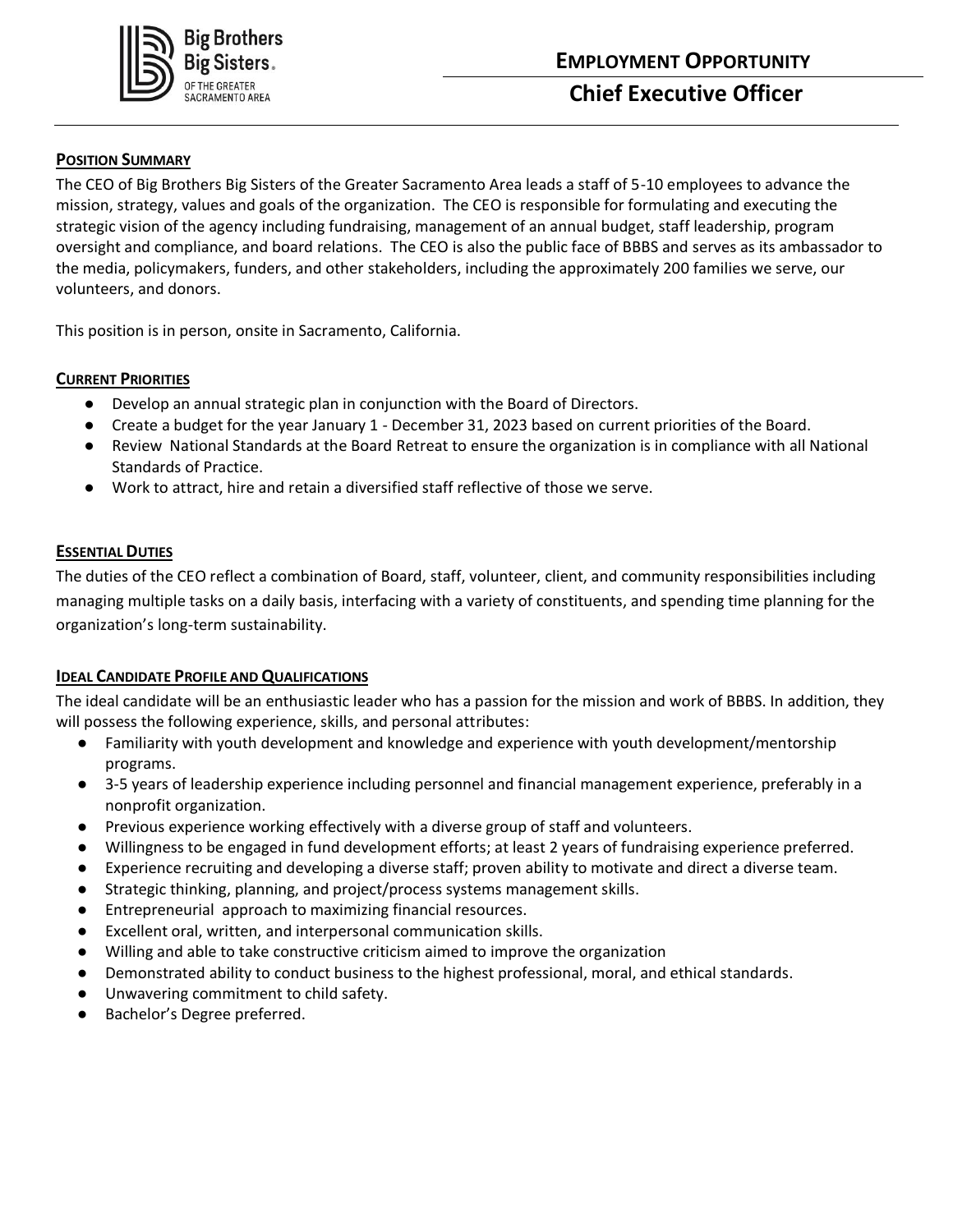Big Brothers Big Sisters. OF THE GREATER SACRAMENTO AREA

# EMPLOYMENT OPPORTUNITY

# Chief Executive Officer

## POSITION SUMMARY

The CEO of Big Brothers Big Sisters of the Greater Sacramento Area leads a staff of 5-10 employees to advance the mission, strategy, values and goals of the organization. The CEO is responsible for formulating and executing the strategic vision of the agency including fundraising, management of an annual budget, staff leadership, program oversight and compliance, and board relations. The CEO is also the public face of BBBS and serves as its ambassador to the media, policymakers, funders, and other stakeholders, including the approximately 200 families we serve, our volunteers, and donors.

This position is in person, onsite in Sacramento, California.

## CURRENT PRIORITIES

- Develop an annual strategic plan in conjunction with the Board of Directors.
- Create a budget for the year January 1 - December 31, 2023 based on current priorities of the Board.
- Review National Standards at the Board Retreat to ensure the organization is in compliance with all National Standards of Practice.
- Work to attract, hire and retain a diversified staff reflective of those we serve.

## ESSENTIAL DUTIES

The duties of the CEO reflect a combination of Board, staff, volunteer, client, and community responsibilities including managing multiple tasks on a daily basis, interfacing with a variety of constituents, and spending time planning for the organization's long-term sustainability.

## IDEAL CANDIDATE PROFILE AND QUALIFICATIONS

The ideal candidate will be an enthusiastic leader who has a passion for the mission and work of BBBS. In addition, they will possess the following experience, skills, and personal attributes:

- Familiarity with youth development and knowledge and experience with youth development/mentorship programs.
- 3-5 years of leadership experience including personnel and financial management experience, preferably in a nonprofit organization.
- Previous experience working effectively with a diverse group of staff and volunteers.
- Willingness to be engaged in fund development efforts; at least 2 years of fundraising experience preferred.
- Experience recruiting and developing a diverse staff; proven ability to motivate and direct a diverse team.
- Strategic thinking, planning, and project/process systems management skills.
- Entrepreneurial approach to maximizing financial resources.
- Excellent oral, written, and interpersonal communication skills.
- Willing and able to take constructive criticism aimed to improve the organization
- Demonstrated ability to conduct business to the highest professional, moral, and ethical standards.
- Unwavering commitment to child safety.
- Bachelor's Degree preferred.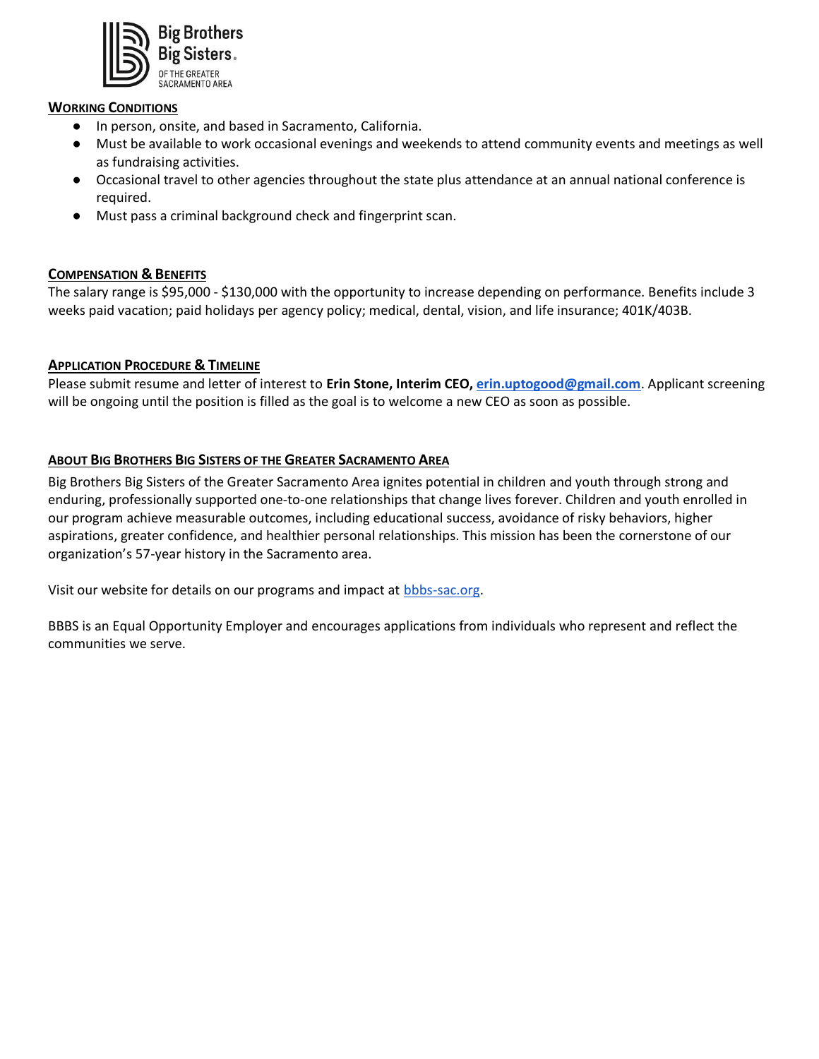## Working Conditions

- In person, onsite, and based in Sacramento, California.
- Must be available to work occasional evenings and weekends to attend community events and meetings as well as fundraising activities.
- Occasional travel to other agencies throughout the state plus attendance at an annual national conference is required.
- Must pass a criminal background check and fingerprint scan.

## Compensation & Benefits

The salary range is $95,000 - $130,000 with the opportunity to increase depending on performance. Benefits include 3 weeks paid vacation; paid holidays per agency policy; medical, dental, vision, and life insurance; 401K/403B.

## Application Procedure & Timeline

Please submit resume and letter of interest to **Erin Stone, Interim CEO, erin.uptogood@gmail.com**. Applicant screening will be ongoing until the position is filled as the goal is to welcome a new CEO as soon as possible.

## About Big Brothers Big Sisters of the Greater Sacramento Area

Big Brothers Big Sisters of the Greater Sacramento Area ignites potential in children and youth through strong and enduring, professionally supported one-to-one relationships that change lives forever. Children and youth enrolled in our program achieve measurable outcomes, including educational success, avoidance of risky behaviors, higher aspirations, greater confidence, and healthier personal relationships. This mission has been the cornerstone of our organization's 57-year history in the Sacramento area.

Visit our website for details on our programs and impact at bbbs-sac.org.

BBBS is an Equal Opportunity Employer and encourages applications from individuals who represent and reflect the communities we serve.